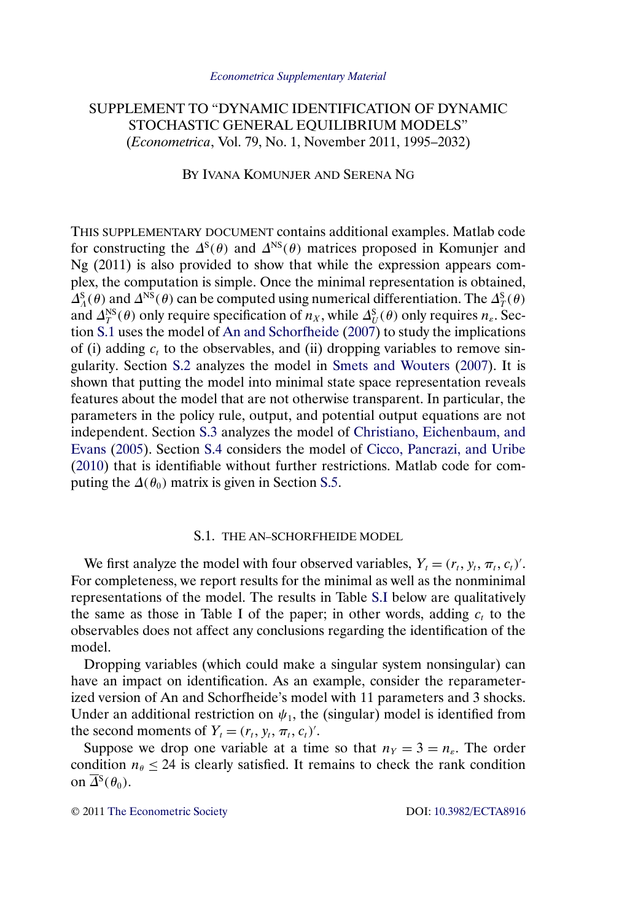*Econometrica Supplementary Material*

# SUPPLEMENT TO "DYNAMIC IDENTIFICATION OF DYNAMIC STOCHASTIC GENERAL EQUILIBRIUM MODELS"
(*Econometrica*, Vol. 79, No. 1, November 2011, 1995–2032)

BY IVANA KOMUNJER AND SERENA NG

THIS SUPPLEMENTARY DOCUMENT contains additional examples. Matlab code for constructing the $\Delta^{S}(\theta)$ and $\Delta^{NS}(\theta)$ matrices proposed in Komunjer and Ng (2011) is also provided to show that while the expression appears complex, the computation is simple. Once the minimal representation is obtained, $\Delta^{S}_{\Lambda}(\theta)$ and $\Delta^{NS}(\theta)$ can be computed using numerical differentiation. The $\Delta^{S}_{T}(\theta)$ and $\Delta^{NS}_{T}(\theta)$ only require specification of $n_X$, while $\Delta^{S}_{U}(\theta)$ only requires $n_\varepsilon$. Section S.1 uses the model of An and Schorfheide (2007) to study the implications of (i) adding $c_t$ to the observables, and (ii) dropping variables to remove singularity. Section S.2 analyzes the model in Smets and Wouters (2007). It is shown that putting the model into minimal state space representation reveals features about the model that are not otherwise transparent. In particular, the parameters in the policy rule, output, and potential output equations are not independent. Section S.3 analyzes the model of Christiano, Eichenbaum, and Evans (2005). Section S.4 considers the model of Cicco, Pancrazi, and Uribe (2010) that is identifiable without further restrictions. Matlab code for computing the $\Delta(\theta_0)$ matrix is given in Section S.5.

## S.1. THE AN–SCHORFHEIDE MODEL

We first analyze the model with four observed variables, $Y_t = (r_t, y_t, \pi_t, c_t)'$. For completeness, we report results for the minimal as well as the nonminimal representations of the model. The results in Table S.I below are qualitatively the same as those in Table I of the paper; in other words, adding $c_t$ to the observables does not affect any conclusions regarding the identification of the model.

Dropping variables (which could make a singular system nonsingular) can have an impact on identification. As an example, consider the reparameterized version of An and Schorfheide's model with 11 parameters and 3 shocks. Under an additional restriction on $\psi_1$, the (singular) model is identified from the second moments of $Y_t = (r_t, y_t, \pi_t, c_t)'$.

Suppose we drop one variable at a time so that $n_Y = 3 = n_\varepsilon$. The order condition $n_\theta \leq 24$ is clearly satisfied. It remains to check the rank condition on $\overline{\Delta}^{S}(\theta_0)$.

© 2011 The Econometric Society DOI: 10.3982/ECTA8916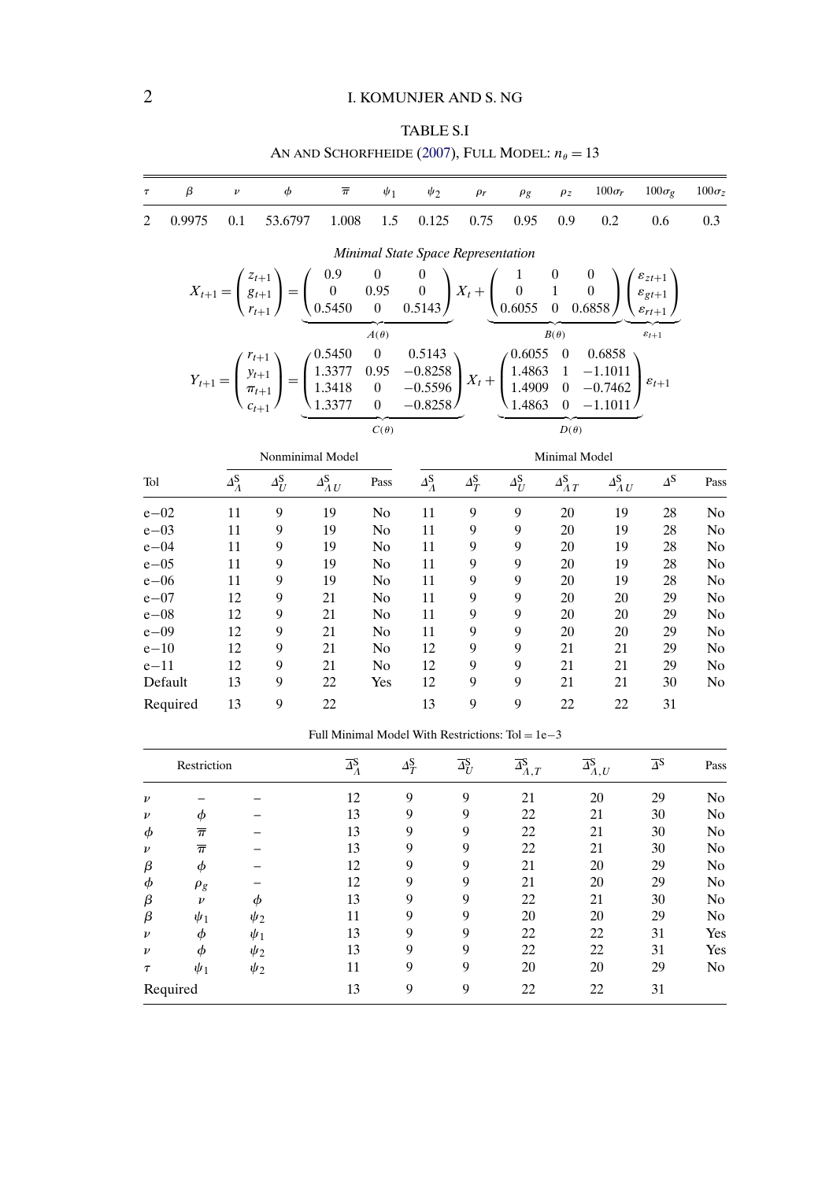TABLE S.I

AN AND SCHORFHEIDE (2007), FULL MODEL: $n_\theta = 13$

| $\tau$ | $\beta$ | $\nu$ | $\phi$ | $\overline{\pi}$ | $\psi_1$ | $\psi_2$ | $\rho_r$ | $\rho_g$ | $\rho_z$ | $100\sigma_r$ | $100\sigma_g$ | $100\sigma_z$ |
|---|---|---|---|---|---|---|---|---|---|---|---|---|
| 2 | 0.9975 | 0.1 | 53.6797 | 1.008 | 1.5 | 0.125 | 0.75 | 0.95 | 0.9 | 0.2 | 0.6 | 0.3 |

*Minimal State Space Representation*

$$X_{t+1} = \begin{pmatrix} z_{t+1} \\ g_{t+1} \\ r_{t+1} \end{pmatrix} = \underbrace{\begin{pmatrix} 0.9 & 0 & 0 \\ 0 & 0.95 & 0 \\ 0.5450 & 0 & 0.5143 \end{pmatrix}}_{A(\theta)} X_t + \underbrace{\begin{pmatrix} 1 & 0 & 0 \\ 0 & 1 & 0 \\ 0.6055 & 0 & 0.6858 \end{pmatrix}}_{B(\theta)} \underbrace{\begin{pmatrix} \varepsilon_{zt+1} \\ \varepsilon_{gt+1} \\ \varepsilon_{rt+1} \end{pmatrix}}_{\varepsilon_{t+1}}$$

$$Y_{t+1} = \begin{pmatrix} r_{t+1} \\ y_{t+1} \\ \pi_{t+1} \\ c_{t+1} \end{pmatrix} = \underbrace{\begin{pmatrix} 0.5450 & 0 & 0.5143 \\ 1.3377 & 0.95 & -0.8258 \\ 1.3418 & 0 & -0.5596 \\ 1.3377 & 0 & -0.8258 \end{pmatrix}}_{C(\theta)} X_t + \underbrace{\begin{pmatrix} 0.6055 & 0 & 0.6858 \\ 1.4863 & 1 & -1.1011 \\ 1.4909 & 0 & -0.7462 \\ 1.4863 & 0 & -1.1011 \end{pmatrix}}_{D(\theta)} \varepsilon_{t+1}$$

| | Nonminimal Model | | | | Minimal Model | | | | | | |
|---|---|---|---|---|---|---|---|---|---|---|---|
| Tol | $\Delta_\Lambda^S$ | $\Delta_U^S$ | $\Delta_{\Lambda U}^S$ | Pass | $\Delta_\Lambda^S$ | $\Delta_T^S$ | $\Delta_U^S$ | $\Delta_{\Lambda T}^S$ | $\Delta_{\Lambda U}^S$ | $\Delta^S$ | Pass |
| e−02 | 11 | 9 | 19 | No | 11 | 9 | 9 | 20 | 19 | 28 | No |
| e−03 | 11 | 9 | 19 | No | 11 | 9 | 9 | 20 | 19 | 28 | No |
| e−04 | 11 | 9 | 19 | No | 11 | 9 | 9 | 20 | 19 | 28 | No |
| e−05 | 11 | 9 | 19 | No | 11 | 9 | 9 | 20 | 19 | 28 | No |
| e−06 | 11 | 9 | 19 | No | 11 | 9 | 9 | 20 | 19 | 28 | No |
| e−07 | 12 | 9 | 21 | No | 11 | 9 | 9 | 20 | 20 | 29 | No |
| e−08 | 12 | 9 | 21 | No | 11 | 9 | 9 | 20 | 20 | 29 | No |
| e−09 | 12 | 9 | 21 | No | 11 | 9 | 9 | 20 | 20 | 29 | No |
| e−10 | 12 | 9 | 21 | No | 12 | 9 | 9 | 21 | 21 | 29 | No |
| e−11 | 12 | 9 | 21 | No | 12 | 9 | 9 | 21 | 21 | 29 | No |
| Default | 13 | 9 | 22 | Yes | 12 | 9 | 9 | 21 | 21 | 30 | No |
| Required | 13 | 9 | 22 | | 13 | 9 | 9 | 22 | 22 | 31 | |

Full Minimal Model With Restrictions: Tol = 1e−3

| Restriction | | | $\overline{\Delta}_\Lambda^S$ | $\Delta_T^S$ | $\overline{\Delta}_U^S$ | $\overline{\Delta}_{\Lambda,T}^S$ | $\overline{\Delta}_{\Lambda,U}^S$ | $\overline{\Delta}^S$ | Pass |
|---|---|---|---|---|---|---|---|---|---|
| $\nu$ | – | – | 12 | 9 | 9 | 21 | 20 | 29 | No |
| $\nu$ | $\phi$ | – | 13 | 9 | 9 | 22 | 21 | 30 | No |
| $\phi$ | $\overline{\pi}$ | – | 13 | 9 | 9 | 22 | 21 | 30 | No |
| $\nu$ | $\overline{\pi}$ | – | 13 | 9 | 9 | 22 | 21 | 30 | No |
| $\beta$ | $\phi$ | – | 12 | 9 | 9 | 21 | 20 | 29 | No |
| $\phi$ | $\rho_g$ | – | 12 | 9 | 9 | 21 | 20 | 29 | No |
| $\beta$ | $\nu$ | $\phi$ | 13 | 9 | 9 | 22 | 21 | 30 | No |
| $\beta$ | $\psi_1$ | $\psi_2$ | 11 | 9 | 9 | 20 | 20 | 29 | No |
| $\nu$ | $\phi$ | $\psi_1$ | 13 | 9 | 9 | 22 | 22 | 31 | Yes |
| $\nu$ | $\phi$ | $\psi_2$ | 13 | 9 | 9 | 22 | 22 | 31 | Yes |
| $\tau$ | $\psi_1$ | $\psi_2$ | 11 | 9 | 9 | 20 | 20 | 29 | No |
| Required | | | 13 | 9 | 9 | 22 | 22 | 31 | |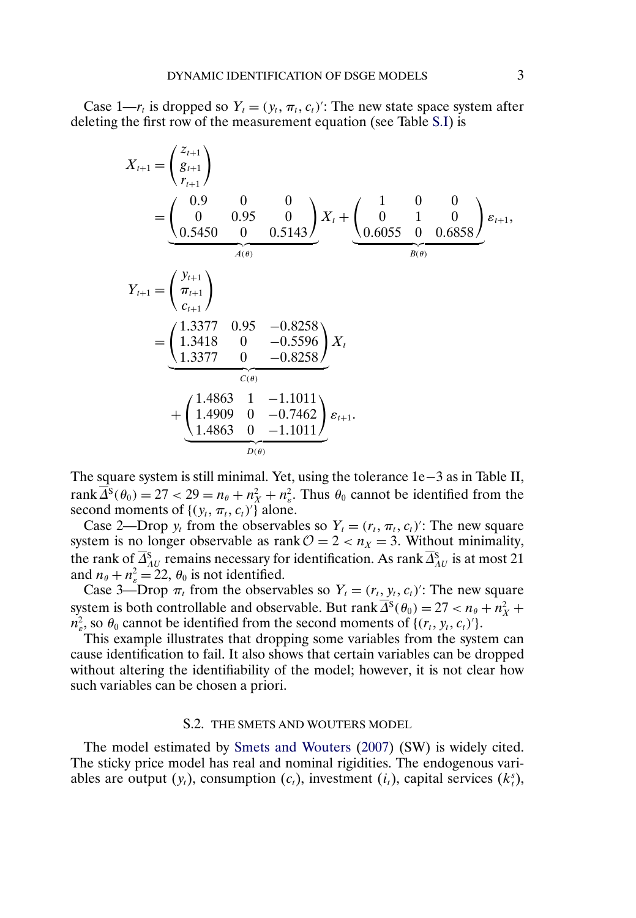Case 1—$r_t$ is dropped so $Y_t = (y_t, \pi_t, c_t)'$: The new state space system after deleting the first row of the measurement equation (see Table S.I) is

$$
X_{t+1} = \begin{pmatrix} z_{t+1} \\ g_{t+1} \\ r_{t+1} \end{pmatrix}
= \underbrace{\begin{pmatrix} 0.9 & 0 & 0 \\ 0 & 0.95 & 0 \\ 0.5450 & 0 & 0.5143 \end{pmatrix}}_{A(\theta)} X_t + \underbrace{\begin{pmatrix} 1 & 0 & 0 \\ 0 & 1 & 0 \\ 0.6055 & 0 & 0.6858 \end{pmatrix}}_{B(\theta)} \varepsilon_{t+1},
$$

$$
Y_{t+1} = \begin{pmatrix} y_{t+1} \\ \pi_{t+1} \\ c_{t+1} \end{pmatrix}
= \underbrace{\begin{pmatrix} 1.3377 & 0.95 & -0.8258 \\ 1.3418 & 0 & -0.5596 \\ 1.3377 & 0 & -0.8258 \end{pmatrix}}_{C(\theta)} X_t
+ \underbrace{\begin{pmatrix} 1.4863 & 1 & -1.1011 \\ 1.4909 & 0 & -0.7462 \\ 1.4863 & 0 & -1.1011 \end{pmatrix}}_{D(\theta)} \varepsilon_{t+1}.
$$

The square system is still minimal. Yet, using the tolerance 1e−3 as in Table II, $\operatorname{rank} \overline{\Delta}^{\mathrm{S}}(\theta_0) = 27 < 29 = n_\theta + n_X^2 + n_\varepsilon^2$. Thus $\theta_0$ cannot be identified from the second moments of $\{(y_t, \pi_t, c_t)'\}$ alone.

Case 2—Drop $y_t$ from the observables so $Y_t = (r_t, \pi_t, c_t)'$: The new square system is no longer observable as $\operatorname{rank} \mathcal{O} = 2 < n_X = 3$. Without minimality, the rank of $\overline{\Delta}^{\mathrm{S}}_{\Lambda U}$ remains necessary for identification. As $\operatorname{rank} \overline{\Delta}^{\mathrm{S}}_{\Lambda U}$ is at most 21 and $n_\theta + n_\varepsilon^2 = 22$, $\theta_0$ is not identified.

Case 3—Drop $\pi_t$ from the observables so $Y_t = (r_t, y_t, c_t)'$: The new square system is both controllable and observable. But $\operatorname{rank} \overline{\Delta}^{\mathrm{S}}(\theta_0) = 27 < n_\theta + n_X^2 + n_\varepsilon^2$, so $\theta_0$ cannot be identified from the second moments of $\{(r_t, y_t, c_t)'\}$.

This example illustrates that dropping some variables from the system can cause identification to fail. It also shows that certain variables can be dropped without altering the identifiability of the model; however, it is not clear how such variables can be chosen a priori.

## S.2. THE SMETS AND WOUTERS MODEL

The model estimated by Smets and Wouters (2007) (SW) is widely cited. The sticky price model has real and nominal rigidities. The endogenous variables are output ($y_t$), consumption ($c_t$), investment ($i_t$), capital services ($k_t^s$),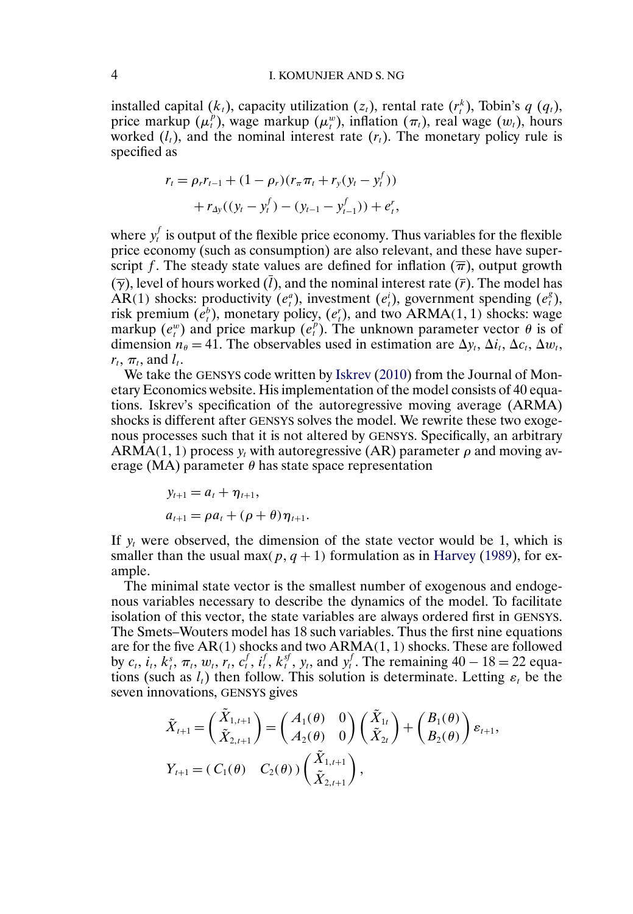installed capital ($k_t$), capacity utilization ($z_t$), rental rate ($r^k_t$), Tobin's $q$ ($q_t$), price markup ($\mu^p_t$), wage markup ($\mu^w_t$), inflation ($\pi_t$), real wage ($w_t$), hours worked ($l_t$), and the nominal interest rate ($r_t$). The monetary policy rule is specified as

$$
\begin{aligned}
r_t &= \rho_r r_{t-1} + (1-\rho_r)(r_\pi \pi_t + r_y(y_t - y^f_t)) \\
&\quad + r_{\Delta y}((y_t - y^f_t) - (y_{t-1} - y^f_{t-1})) + e^r_t,
\end{aligned}
$$

where $y^f_t$ is output of the flexible price economy. Thus variables for the flexible price economy (such as consumption) are also relevant, and these have superscript $f$. The steady state values are defined for inflation ($\overline{\pi}$), output growth ($\overline{\gamma}$), level of hours worked ($\bar{l}$), and the nominal interest rate ($\bar{r}$). The model has AR(1) shocks: productivity ($e^a_t$), investment ($e^i_t$), government spending ($e^g_t$), risk premium ($e^b_t$), monetary policy, ($e^r_t$), and two ARMA(1, 1) shocks: wage markup ($e^w_t$) and price markup ($e^p_t$). The unknown parameter vector $\theta$ is of dimension $n_\theta = 41$. The observables used in estimation are $\Delta y_t$, $\Delta i_t$, $\Delta c_t$, $\Delta w_t$, $r_t$, $\pi_t$, and $l_t$.

We take the GENSYS code written by Iskrev (2010) from the Journal of Monetary Economics website. His implementation of the model consists of 40 equations. Iskrev's specification of the autoregressive moving average (ARMA) shocks is different after GENSYS solves the model. We rewrite these two exogenous processes such that it is not altered by GENSYS. Specifically, an arbitrary ARMA(1, 1) process $y_t$ with autoregressive (AR) parameter $\rho$ and moving average (MA) parameter $\theta$ has state space representation

$$
\begin{aligned}
y_{t+1} &= a_t + \eta_{t+1}, \\
a_{t+1} &= \rho a_t + (\rho + \theta)\eta_{t+1}.
\end{aligned}
$$

If $y_t$ were observed, the dimension of the state vector would be 1, which is smaller than the usual $\max(p, q+1)$ formulation as in Harvey (1989), for example.

The minimal state vector is the smallest number of exogenous and endogenous variables necessary to describe the dynamics of the model. To facilitate isolation of this vector, the state variables are always ordered first in GENSYS. The Smets–Wouters model has 18 such variables. Thus the first nine equations are for the five AR(1) shocks and two ARMA(1, 1) shocks. These are followed by $c_t$, $i_t$, $k^s_t$, $\pi_t$, $w_t$, $r_t$, $c^f_t$, $i^f_t$, $k^{sf}_t$, $y_t$, and $y^f_t$. The remaining $40 - 18 = 22$ equations (such as $l_t$) then follow. This solution is determinate. Letting $\varepsilon_t$ be the seven innovations, GENSYS gives

$$
\begin{aligned}
\tilde{X}_{t+1} &= \begin{pmatrix} \tilde{X}_{1,t+1} \\ \tilde{X}_{2,t+1} \end{pmatrix} = \begin{pmatrix} A_1(\theta) & 0 \\ A_2(\theta) & 0 \end{pmatrix} \begin{pmatrix} \tilde{X}_{1t} \\ \tilde{X}_{2t} \end{pmatrix} + \begin{pmatrix} B_1(\theta) \\ B_2(\theta) \end{pmatrix} \varepsilon_{t+1}, \\
Y_{t+1} &= \begin{pmatrix} C_1(\theta) & C_2(\theta) \end{pmatrix} \begin{pmatrix} \tilde{X}_{1,t+1} \\ \tilde{X}_{2,t+1} \end{pmatrix},
\end{aligned}
$$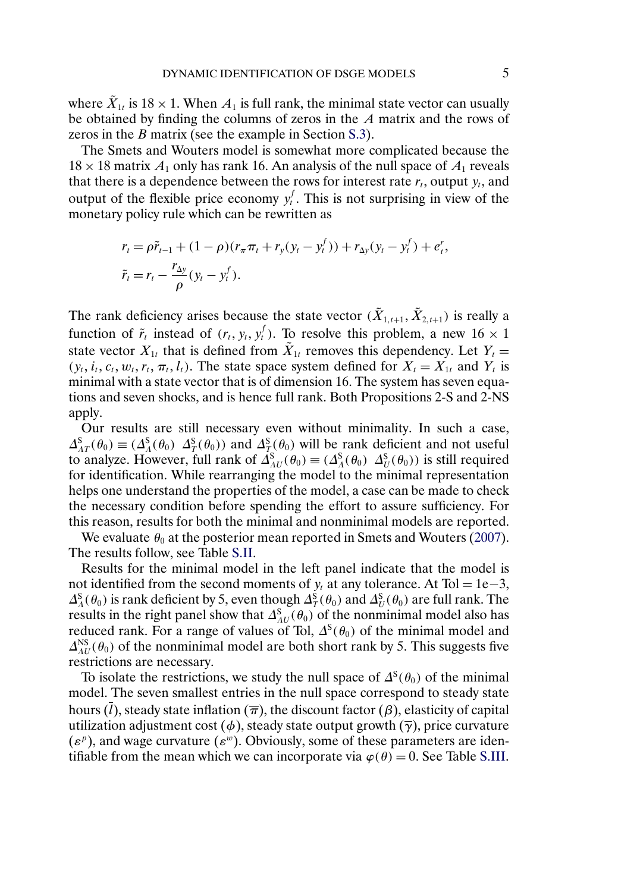where $\tilde{X}_{1t}$ is $18 \times 1$. When $A_1$ is full rank, the minimal state vector can usually be obtained by finding the columns of zeros in the $A$ matrix and the rows of zeros in the $B$ matrix (see the example in Section S.3).

The Smets and Wouters model is somewhat more complicated because the $18 \times 18$ matrix $A_1$ only has rank 16. An analysis of the null space of $A_1$ reveals that there is a dependence between the rows for interest rate $r_t$, output $y_t$, and output of the flexible price economy $y_t^f$. This is not surprising in view of the monetary policy rule which can be rewritten as

$$
\begin{aligned}
r_t &= \rho \tilde{r}_{t-1} + (1-\rho)(r_\pi \pi_t + r_y(y_t - y_t^f)) + r_{\Delta y}(y_t - y_t^f) + e_t^r, \\
\tilde{r}_t &= r_t - \frac{r_{\Delta y}}{\rho}(y_t - y_t^f).
\end{aligned}
$$

The rank deficiency arises because the state vector $(\tilde{X}_{1,t+1}, \tilde{X}_{2,t+1})$ is really a function of $\tilde{r}_t$ instead of $(r_t, y_t, y_t^f)$. To resolve this problem, a new $16 \times 1$ state vector $X_{1t}$ that is defined from $\tilde{X}_{1t}$ removes this dependency. Let $Y_t = (y_t, i_t, c_t, w_t, r_t, \pi_t, l_t)$. The state space system defined for $X_t = X_{1t}$ and $Y_t$ is minimal with a state vector that is of dimension 16. The system has seven equations and seven shocks, and is hence full rank. Both Propositions 2-S and 2-NS apply.

Our results are still necessary even without minimality. In such a case, $\Delta^S_{\Lambda T}(\theta_0) \equiv (\Delta^S_\Lambda(\theta_0) \;\; \Delta^S_T(\theta_0))$ and $\Delta^S_T(\theta_0)$ will be rank deficient and not useful to analyze. However, full rank of $\Delta^S_{\Lambda U}(\theta_0) \equiv (\Delta^S_\Lambda(\theta_0) \;\; \Delta^S_U(\theta_0))$ is still required for identification. While rearranging the model to the minimal representation helps one understand the properties of the model, a case can be made to check the necessary condition before spending the effort to assure sufficiency. For this reason, results for both the minimal and nonminimal models are reported.

We evaluate $\theta_0$ at the posterior mean reported in Smets and Wouters (2007). The results follow, see Table S.II.

Results for the minimal model in the left panel indicate that the model is not identified from the second moments of $y_t$ at any tolerance. At Tol $= 1\text{e}{-3}$, $\Delta^S_\Lambda(\theta_0)$ is rank deficient by 5, even though $\Delta^S_T(\theta_0)$ and $\Delta^S_U(\theta_0)$ are full rank. The results in the right panel show that $\Delta^S_{\Lambda U}(\theta_0)$ of the nonminimal model also has reduced rank. For a range of values of Tol, $\Delta^S(\theta_0)$ of the minimal model and $\Delta^{NS}_{\Lambda U}(\theta_0)$ of the nonminimal model are both short rank by 5. This suggests five restrictions are necessary.

To isolate the restrictions, we study the null space of $\Delta^S(\theta_0)$ of the minimal model. The seven smallest entries in the null space correspond to steady state hours ($\bar{l}$), steady state inflation ($\overline{\pi}$), the discount factor ($\beta$), elasticity of capital utilization adjustment cost ($\phi$), steady state output growth ($\overline{\gamma}$), price curvature ($\varepsilon^p$), and wage curvature ($\varepsilon^w$). Obviously, some of these parameters are identifiable from the mean which we can incorporate via $\varphi(\theta) = 0$. See Table S.III.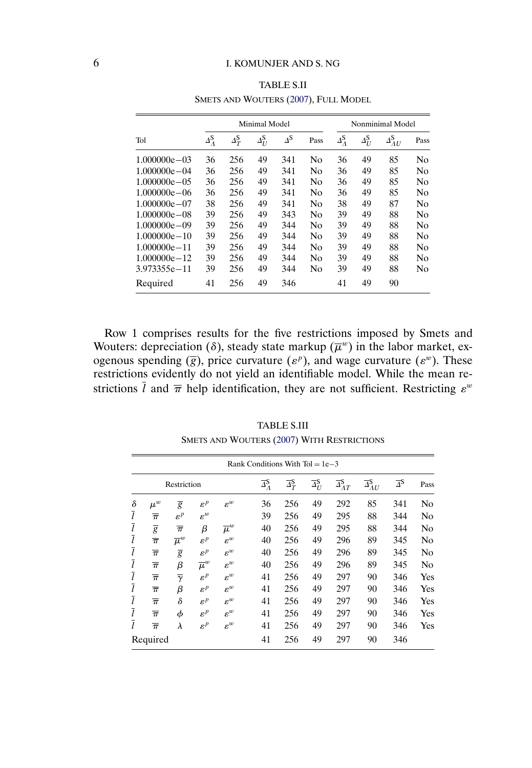TABLE S.II

SMETS AND WOUTERS (2007), FULL MODEL

| | Minimal Model | | | | | Nonminimal Model | | | |
|---|---|---|---|---|---|---|---|---|---|
| Tol | $\Delta_\Lambda^S$ | $\Delta_T^S$ | $\Delta_U^S$ | $\Delta^S$ | Pass | $\Delta_\Lambda^S$ | $\Delta_U^S$ | $\Delta_{\Lambda U}^S$ | Pass |
| 1.000000e−03 | 36 | 256 | 49 | 341 | No | 36 | 49 | 85 | No |
| 1.000000e−04 | 36 | 256 | 49 | 341 | No | 36 | 49 | 85 | No |
| 1.000000e−05 | 36 | 256 | 49 | 341 | No | 36 | 49 | 85 | No |
| 1.000000e−06 | 36 | 256 | 49 | 341 | No | 36 | 49 | 85 | No |
| 1.000000e−07 | 38 | 256 | 49 | 341 | No | 38 | 49 | 87 | No |
| 1.000000e−08 | 39 | 256 | 49 | 343 | No | 39 | 49 | 88 | No |
| 1.000000e−09 | 39 | 256 | 49 | 344 | No | 39 | 49 | 88 | No |
| 1.000000e−10 | 39 | 256 | 49 | 344 | No | 39 | 49 | 88 | No |
| 1.000000e−11 | 39 | 256 | 49 | 344 | No | 39 | 49 | 88 | No |
| 1.000000e−12 | 39 | 256 | 49 | 344 | No | 39 | 49 | 88 | No |
| 3.973355e−11 | 39 | 256 | 49 | 344 | No | 39 | 49 | 88 | No |
| Required | 41 | 256 | 49 | 346 | | 41 | 49 | 90 | |

Row 1 comprises results for the five restrictions imposed by Smets and Wouters: depreciation ($\delta$), steady state markup ($\overline{\mu}^w$) in the labor market, exogenous spending ($\overline{g}$), price curvature ($\varepsilon^p$), and wage curvature ($\varepsilon^w$). These restrictions evidently do not yield an identifiable model. While the mean restrictions $\overline{l}$ and $\overline{\pi}$ help identification, they are not sufficient. Restricting $\varepsilon^w$

TABLE S.III

SMETS AND WOUTERS (2007) WITH RESTRICTIONS

| Rank Conditions With Tol = 1e−3 | | | | | | | | | | | | |
|---|---|---|---|---|---|---|---|---|---|---|---|---|
| Restriction | | | | | $\overline{\Delta}_\Lambda^S$ | $\overline{\Delta}_T^S$ | $\overline{\Delta}_U^S$ | $\overline{\Delta}_{\Lambda T}^S$ | $\overline{\Delta}_{\Lambda U}^S$ | $\overline{\Delta}^S$ | Pass |
| $\delta$ | $\mu^w$ | $\overline{g}$ | $\varepsilon^p$ | $\varepsilon^w$ | 36 | 256 | 49 | 292 | 85 | 341 | No |
| $\overline{l}$ | $\overline{\pi}$ | $\varepsilon^p$ | $\varepsilon^w$ | | 39 | 256 | 49 | 295 | 88 | 344 | No |
| $\overline{l}$ | $\overline{g}$ | $\overline{\pi}$ | $\beta$ | $\overline{\mu}^w$ | 40 | 256 | 49 | 295 | 88 | 344 | No |
| $\overline{l}$ | $\overline{\pi}$ | $\overline{\mu}^w$ | $\varepsilon^p$ | $\varepsilon^w$ | 40 | 256 | 49 | 296 | 89 | 345 | No |
| $\overline{l}$ | $\overline{\pi}$ | $\overline{g}$ | $\varepsilon^p$ | $\varepsilon^w$ | 40 | 256 | 49 | 296 | 89 | 345 | No |
| $\overline{l}$ | $\overline{\pi}$ | $\beta$ | $\overline{\mu}^w$ | $\varepsilon^w$ | 40 | 256 | 49 | 296 | 89 | 345 | No |
| $\overline{l}$ | $\overline{\pi}$ | $\overline{\gamma}$ | $\varepsilon^p$ | $\varepsilon^w$ | 41 | 256 | 49 | 297 | 90 | 346 | Yes |
| $\overline{l}$ | $\overline{\pi}$ | $\beta$ | $\varepsilon^p$ | $\varepsilon^w$ | 41 | 256 | 49 | 297 | 90 | 346 | Yes |
| $\overline{l}$ | $\overline{\pi}$ | $\delta$ | $\varepsilon^p$ | $\varepsilon^w$ | 41 | 256 | 49 | 297 | 90 | 346 | Yes |
| $\overline{l}$ | $\overline{\pi}$ | $\phi$ | $\varepsilon^p$ | $\varepsilon^w$ | 41 | 256 | 49 | 297 | 90 | 346 | Yes |
| $\overline{l}$ | $\overline{\pi}$ | $\lambda$ | $\varepsilon^p$ | $\varepsilon^w$ | 41 | 256 | 49 | 297 | 90 | 346 | Yes |
| Required | | | | | 41 | 256 | 49 | 297 | 90 | 346 | |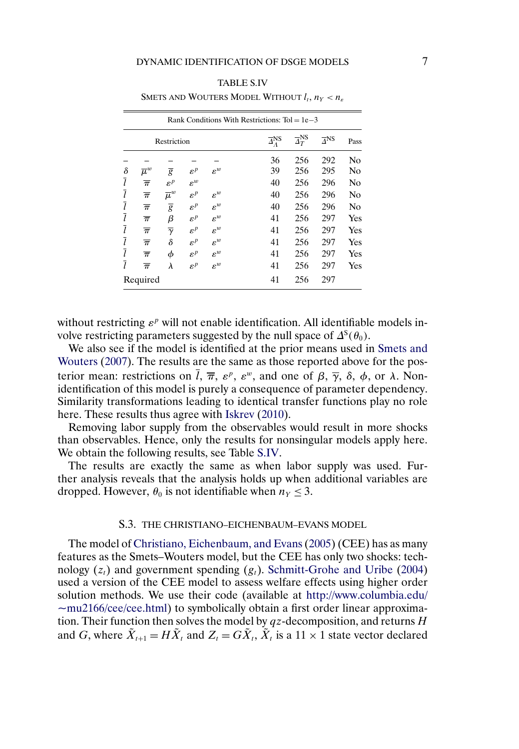TABLE S.IV

SMETS AND WOUTERS MODEL WITHOUT $l_t$, $n_Y < n_\varepsilon$

| Rank Conditions With Restrictions: Tol = 1e−3 | | | | | | | | |
|---|---|---|---|---|---|---|---|---|
| Restriction | | | | | $\overline{\Delta}_\Lambda^{\text{NS}}$ | $\overline{\Delta}_T^{\text{NS}}$ | $\overline{\Delta}^{\text{NS}}$ | Pass |
| – | – | – | – | – | 36 | 256 | 292 | No |
| $\delta$ | $\overline{\mu}^w$ | $\overline{g}$ | $\varepsilon^p$ | $\varepsilon^w$ | 39 | 256 | 295 | No |
| $\overline{l}$ | $\overline{\pi}$ | $\varepsilon^p$ | $\varepsilon^w$ | | 40 | 256 | 296 | No |
| $\overline{l}$ | $\overline{\pi}$ | $\overline{\mu}^w$ | $\varepsilon^p$ | $\varepsilon^w$ | 40 | 256 | 296 | No |
| $\overline{l}$ | $\overline{\pi}$ | $\overline{g}$ | $\varepsilon^p$ | $\varepsilon^w$ | 40 | 256 | 296 | No |
| $\overline{l}$ | $\overline{\pi}$ | $\beta$ | $\varepsilon^p$ | $\varepsilon^w$ | 41 | 256 | 297 | Yes |
| $\overline{l}$ | $\overline{\pi}$ | $\overline{\gamma}$ | $\varepsilon^p$ | $\varepsilon^w$ | 41 | 256 | 297 | Yes |
| $\overline{l}$ | $\overline{\pi}$ | $\delta$ | $\varepsilon^p$ | $\varepsilon^w$ | 41 | 256 | 297 | Yes |
| $\overline{l}$ | $\overline{\pi}$ | $\phi$ | $\varepsilon^p$ | $\varepsilon^w$ | 41 | 256 | 297 | Yes |
| $\overline{l}$ | $\overline{\pi}$ | $\lambda$ | $\varepsilon^p$ | $\varepsilon^w$ | 41 | 256 | 297 | Yes |
| Required | | | | | 41 | 256 | 297 | |

without restricting $\varepsilon^p$ will not enable identification. All identifiable models involve restricting parameters suggested by the null space of $\Delta^{\text{S}}(\theta_0)$.

We also see if the model is identified at the prior means used in Smets and Wouters (2007). The results are the same as those reported above for the posterior mean: restrictions on $\overline{l}$, $\overline{\pi}$, $\varepsilon^p$, $\varepsilon^w$, and one of $\beta$, $\overline{\gamma}$, $\delta$, $\phi$, or $\lambda$. Non-identification of this model is purely a consequence of parameter dependency. Similarity transformations leading to identical transfer functions play no role here. These results thus agree with Iskrev (2010).

Removing labor supply from the observables would result in more shocks than observables. Hence, only the results for nonsingular models apply here. We obtain the following results, see Table S.IV.

The results are exactly the same as when labor supply was used. Further analysis reveals that the analysis holds up when additional variables are dropped. However, $\theta_0$ is not identifiable when $n_Y \leq 3$.

### S.3. THE CHRISTIANO–EICHENBAUM–EVANS MODEL

The model of Christiano, Eichenbaum, and Evans (2005) (CEE) has as many features as the Smets–Wouters model, but the CEE has only two shocks: technology ($z_t$) and government spending ($g_t$). Schmitt-Grohe and Uribe (2004) used a version of the CEE model to assess welfare effects using higher order solution methods. We use their code (available at http://www.columbia.edu/~mu2166/cee/cee.html) to symbolically obtain a first order linear approximation. Their function then solves the model by $qz$-decomposition, and returns $H$ and $G$, where $\tilde{X}_{t+1} = H\tilde{X}_t$ and $Z_t = G\tilde{X}_t$, $\tilde{X}_t$ is a $11 \times 1$ state vector declared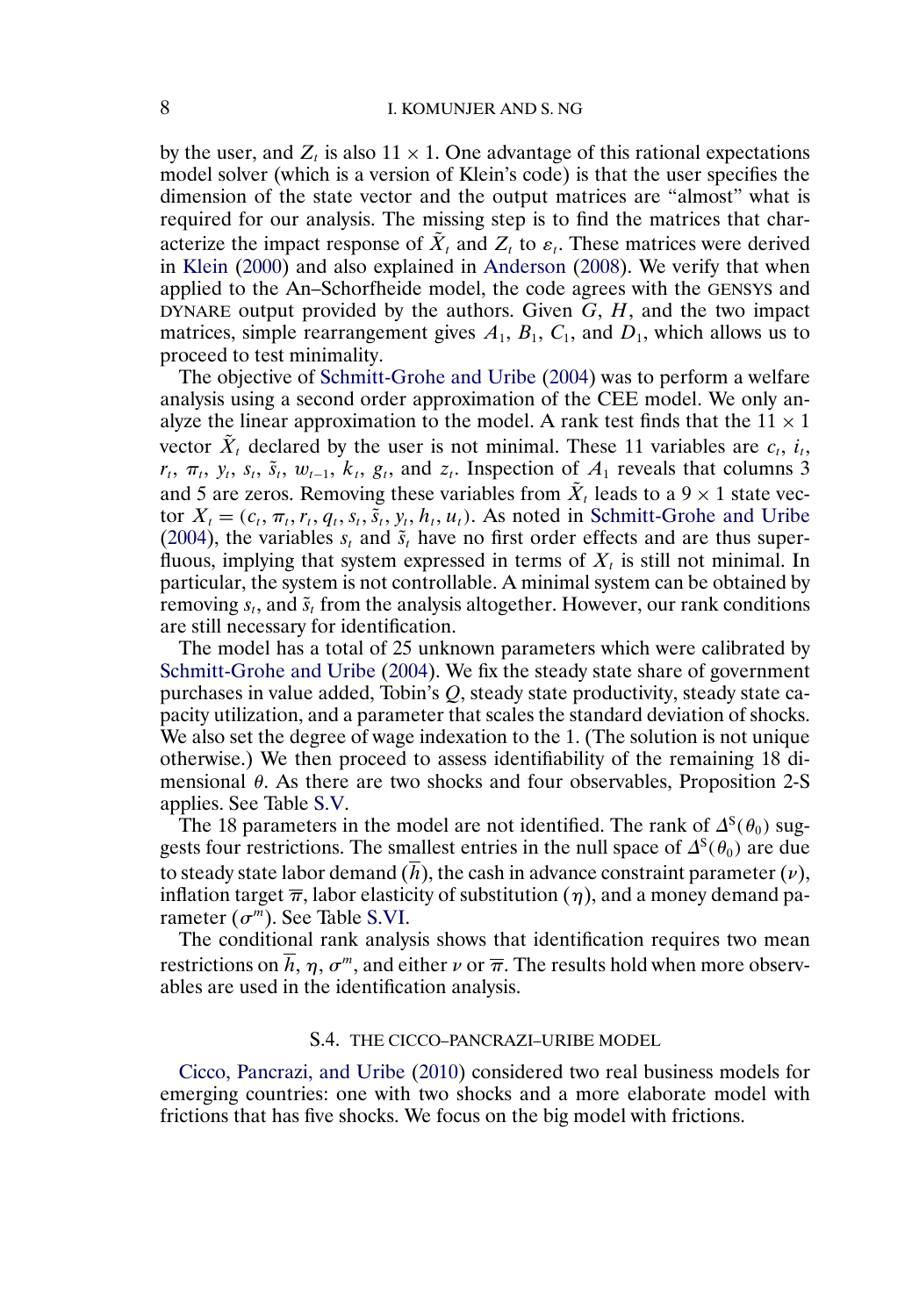by the user, and $Z_t$ is also $11 \times 1$. One advantage of this rational expectations model solver (which is a version of Klein's code) is that the user specifies the dimension of the state vector and the output matrices are "almost" what is required for our analysis. The missing step is to find the matrices that characterize the impact response of $\tilde{X}_t$ and $Z_t$ to $\varepsilon_t$. These matrices were derived in Klein (2000) and also explained in Anderson (2008). We verify that when applied to the An–Schorfheide model, the code agrees with the GENSYS and DYNARE output provided by the authors. Given $G$, $H$, and the two impact matrices, simple rearrangement gives $A_1$, $B_1$, $C_1$, and $D_1$, which allows us to proceed to test minimality.

The objective of Schmitt-Grohe and Uribe (2004) was to perform a welfare analysis using a second order approximation of the CEE model. We only analyze the linear approximation to the model. A rank test finds that the $11 \times 1$ vector $\tilde{X}_t$ declared by the user is not minimal. These 11 variables are $c_t$, $i_t$, $r_t$, $\pi_t$, $y_t$, $s_t$, $\tilde{s}_t$, $w_{t-1}$, $k_t$, $g_t$, and $z_t$. Inspection of $A_1$ reveals that columns 3 and 5 are zeros. Removing these variables from $\tilde{X}_t$ leads to a $9 \times 1$ state vector $X_t = (c_t, \pi_t, r_t, q_t, s_t, \tilde{s}_t, y_t, h_t, u_t)$. As noted in Schmitt-Grohe and Uribe (2004), the variables $s_t$ and $\tilde{s}_t$ have no first order effects and are thus superfluous, implying that system expressed in terms of $X_t$ is still not minimal. In particular, the system is not controllable. A minimal system can be obtained by removing $s_t$, and $\tilde{s}_t$ from the analysis altogether. However, our rank conditions are still necessary for identification.

The model has a total of 25 unknown parameters which were calibrated by Schmitt-Grohe and Uribe (2004). We fix the steady state share of government purchases in value added, Tobin's $Q$, steady state productivity, steady state capacity utilization, and a parameter that scales the standard deviation of shocks. We also set the degree of wage indexation to the 1. (The solution is not unique otherwise.) We then proceed to assess identifiability of the remaining 18 dimensional $\theta$. As there are two shocks and four observables, Proposition 2-S applies. See Table S.V.

The 18 parameters in the model are not identified. The rank of $\Delta^{S}(\theta_0)$ suggests four restrictions. The smallest entries in the null space of $\Delta^{S}(\theta_0)$ are due to steady state labor demand ($\overline{h}$), the cash in advance constraint parameter ($\nu$), inflation target $\overline{\pi}$, labor elasticity of substitution ($\eta$), and a money demand parameter ($\sigma^m$). See Table S.VI.

The conditional rank analysis shows that identification requires two mean restrictions on $\overline{h}$, $\eta$, $\sigma^m$, and either $\nu$ or $\overline{\pi}$. The results hold when more observables are used in the identification analysis.

## S.4. THE CICCO–PANCRAZI–URIBE MODEL

Cicco, Pancrazi, and Uribe (2010) considered two real business models for emerging countries: one with two shocks and a more elaborate model with frictions that has five shocks. We focus on the big model with frictions.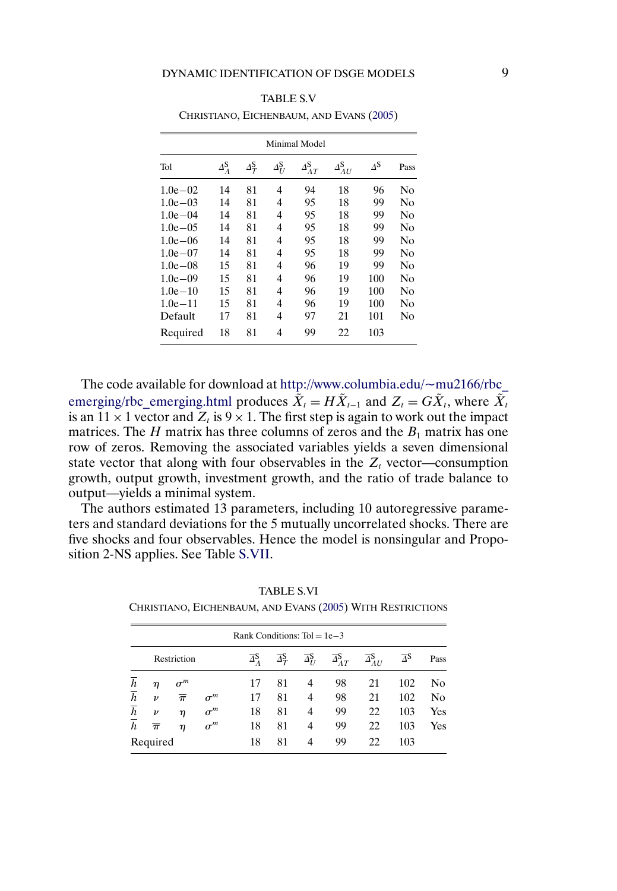TABLE S.V

CHRISTIANO, EICHENBAUM, AND EVANS (2005)

| Minimal Model | | | | | | | |
|---|---|---|---|---|---|---|---|
| Tol | $\Delta_\Lambda^S$ | $\Delta_T^S$ | $\Delta_U^S$ | $\Delta_{\Lambda T}^S$ | $\Delta_{\Lambda U}^S$ | $\Delta^S$ | Pass |
| 1.0e−02 | 14 | 81 | 4 | 94 | 18 | 96 | No |
| 1.0e−03 | 14 | 81 | 4 | 95 | 18 | 99 | No |
| 1.0e−04 | 14 | 81 | 4 | 95 | 18 | 99 | No |
| 1.0e−05 | 14 | 81 | 4 | 95 | 18 | 99 | No |
| 1.0e−06 | 14 | 81 | 4 | 95 | 18 | 99 | No |
| 1.0e−07 | 14 | 81 | 4 | 95 | 18 | 99 | No |
| 1.0e−08 | 15 | 81 | 4 | 96 | 19 | 99 | No |
| 1.0e−09 | 15 | 81 | 4 | 96 | 19 | 100 | No |
| 1.0e−10 | 15 | 81 | 4 | 96 | 19 | 100 | No |
| 1.0e−11 | 15 | 81 | 4 | 96 | 19 | 100 | No |
| Default | 17 | 81 | 4 | 97 | 21 | 101 | No |
| Required | 18 | 81 | 4 | 99 | 22 | 103 | |

The code available for download at http://www.columbia.edu/~mu2166/rbc_emerging/rbc_emerging.html produces $\tilde{X}_t = H\tilde{X}_{t-1}$ and $Z_t = G\tilde{X}_t$, where $\tilde{X}_t$ is an $11 \times 1$ vector and $Z_t$ is $9 \times 1$. The first step is again to work out the impact matrices. The $H$ matrix has three columns of zeros and the $B_1$ matrix has one row of zeros. Removing the associated variables yields a seven dimensional state vector that along with four observables in the $Z_t$ vector—consumption growth, output growth, investment growth, and the ratio of trade balance to output—yields a minimal system.

The authors estimated 13 parameters, including 10 autoregressive parameters and standard deviations for the 5 mutually uncorrelated shocks. There are five shocks and four observables. Hence the model is nonsingular and Proposition 2-NS applies. See Table S.VII.

TABLE S.VI

CHRISTIANO, EICHENBAUM, AND EVANS (2005) WITH RESTRICTIONS

| Rank Conditions: Tol = 1e−3 | | | | | | | | | | |
|---|---|---|---|---|---|---|---|---|---|---|
| Restriction | | | | $\overline{\Delta}_\Lambda^S$ | $\overline{\Delta}_T^S$ | $\overline{\Delta}_U^S$ | $\overline{\Delta}_{\Lambda T}^S$ | $\overline{\Delta}_{\Lambda U}^S$ | $\overline{\Delta}^S$ | Pass |
| $\overline{h}$ | $\eta$ | $\sigma^m$ | | 17 | 81 | 4 | 98 | 21 | 102 | No |
| $\overline{h}$ | $\nu$ | $\overline{\pi}$ | $\sigma^m$ | 17 | 81 | 4 | 98 | 21 | 102 | No |
| $\overline{h}$ | $\nu$ | $\eta$ | $\sigma^m$ | 18 | 81 | 4 | 99 | 22 | 103 | Yes |
| $\overline{h}$ | $\overline{\pi}$ | $\eta$ | $\sigma^m$ | 18 | 81 | 4 | 99 | 22 | 103 | Yes |
| Required | | | | 18 | 81 | 4 | 99 | 22 | 103 | |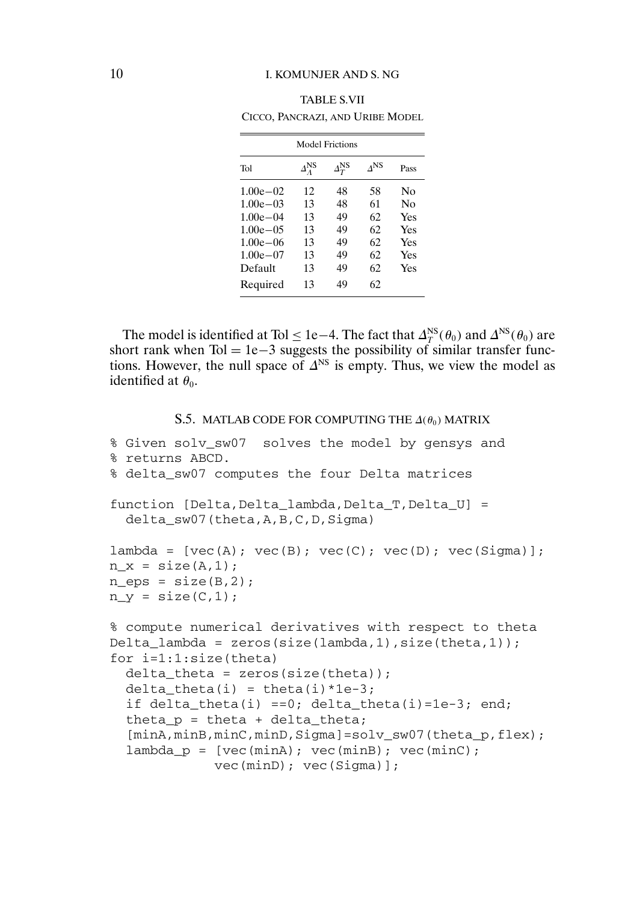TABLE S.VII

CICCO, PANCRAZI, AND URIBE MODEL

| Model Frictions | | | | |
|---|---|---|---|---|
| Tol | $\Delta_{\Lambda}^{\text{NS}}$ | $\Delta_{T}^{\text{NS}}$ | $\Delta^{\text{NS}}$ | Pass |
| 1.00e−02 | 12 | 48 | 58 | No |
| 1.00e−03 | 13 | 48 | 61 | No |
| 1.00e−04 | 13 | 49 | 62 | Yes |
| 1.00e−05 | 13 | 49 | 62 | Yes |
| 1.00e−06 | 13 | 49 | 62 | Yes |
| 1.00e−07 | 13 | 49 | 62 | Yes |
| Default | 13 | 49 | 62 | Yes |
| Required | 13 | 49 | 62 | |

The model is identified at Tol $\leq$ 1e−4. The fact that $\Delta_T^{\text{NS}}(\theta_0)$ and $\Delta^{\text{NS}}(\theta_0)$ are short rank when Tol = 1e−3 suggests the possibility of similar transfer functions. However, the null space of $\Delta^{\text{NS}}$ is empty. Thus, we view the model as identified at $\theta_0$.

## S.5. MATLAB CODE FOR COMPUTING THE $\Delta(\theta_0)$ MATRIX

```
% Given solv_sw07  solves the model by gensys and
% returns ABCD.
% delta_sw07 computes the four Delta matrices

function [Delta,Delta_lambda,Delta_T,Delta_U] =
  delta_sw07(theta,A,B,C,D,Sigma)

lambda = [vec(A); vec(B); vec(C); vec(D); vec(Sigma)];
n_x = size(A,1);
n_eps = size(B,2);
n_y = size(C,1);

% compute numerical derivatives with respect to theta
Delta_lambda = zeros(size(lambda,1),size(theta,1));
for i=1:1:size(theta)
  delta_theta = zeros(size(theta));
  delta_theta(i) = theta(i)*1e-3;
  if delta_theta(i) ==0; delta_theta(i)=1e-3; end;
  theta_p = theta + delta_theta;
  [minA,minB,minC,minD,Sigma]=solv_sw07(theta_p,flex);
  lambda_p = [vec(minA); vec(minB); vec(minC);
             vec(minD); vec(Sigma)];
```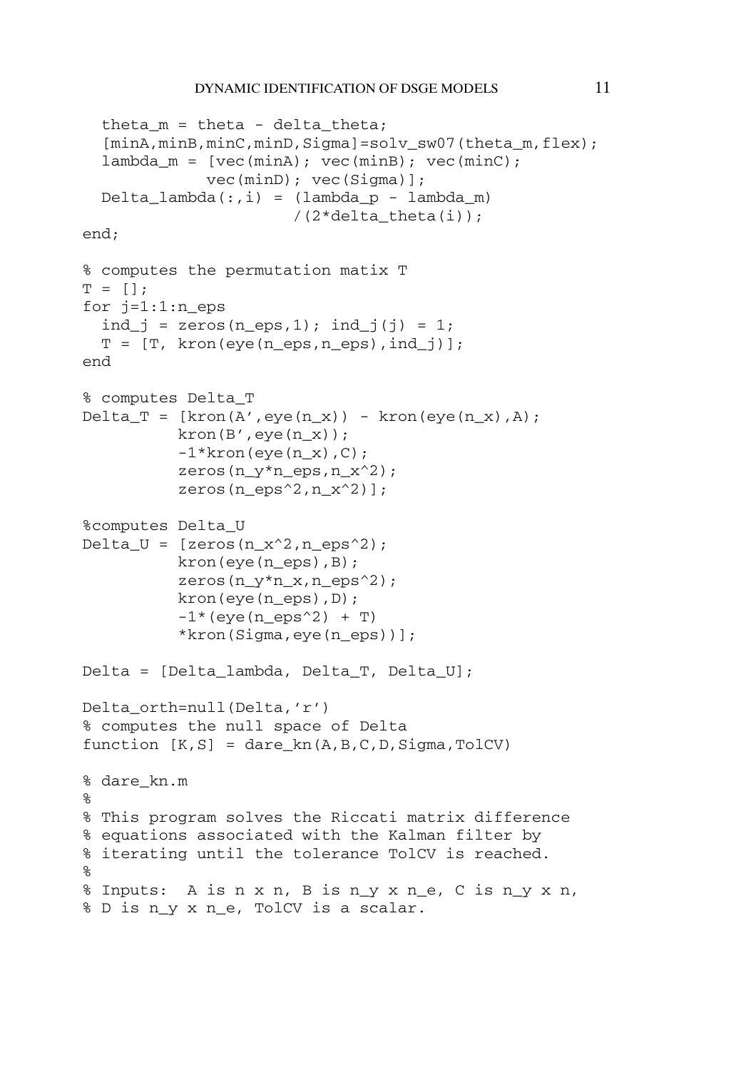```
  theta_m = theta - delta_theta;
  [minA,minB,minC,minD,Sigma]=solv_sw07(theta_m,flex);
  lambda_m = [vec(minA); vec(minB); vec(minC);
             vec(minD); vec(Sigma)];
  Delta_lambda(:,i) = (lambda_p - lambda_m)
                     /(2*delta_theta(i));
end;

% computes the permutation matix T
T = [];
for j=1:1:n_eps
  ind_j = zeros(n_eps,1); ind_j(j) = 1;
  T = [T, kron(eye(n_eps,n_eps),ind_j)];
end

% computes Delta_T
Delta_T = [kron(A',eye(n_x)) - kron(eye(n_x),A);
          kron(B',eye(n_x));
          -1*kron(eye(n_x),C);
          zeros(n_y*n_eps,n_x^2);
          zeros(n_eps^2,n_x^2)];

%computes Delta_U
Delta_U = [zeros(n_x^2,n_eps^2);
          kron(eye(n_eps),B);
          zeros(n_y*n_x,n_eps^2);
          kron(eye(n_eps),D);
          -1*(eye(n_eps^2) + T)
          *kron(Sigma,eye(n_eps))];

Delta = [Delta_lambda, Delta_T, Delta_U];

Delta_orth=null(Delta,'r')
% computes the null space of Delta
function [K,S] = dare_kn(A,B,C,D,Sigma,TolCV)

% dare_kn.m
%
% This program solves the Riccati matrix difference
% equations associated with the Kalman filter by
% iterating until the tolerance TolCV is reached.
%
% Inputs:  A is n x n, B is n_y x n_e, C is n_y x n,
% D is n_y x n_e, TolCV is a scalar.
```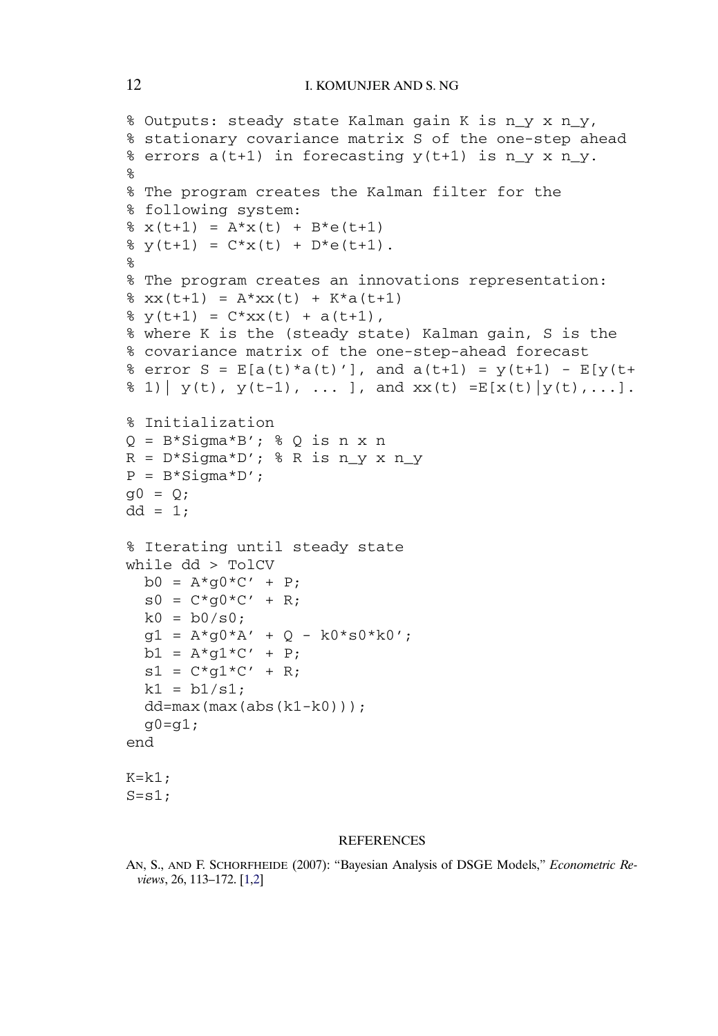```
% Outputs: steady state Kalman gain K is n_y x n_y,
% stationary covariance matrix S of the one-step ahead
% errors a(t+1) in forecasting y(t+1) is n_y x n_y.
%
% The program creates the Kalman filter for the
% following system:
% x(t+1) = A*x(t) + B*e(t+1)
% y(t+1) = C*x(t) + D*e(t+1).
%
% The program creates an innovations representation:
% xx(t+1) = A*xx(t) + K*a(t+1)
% y(t+1) = C*xx(t) + a(t+1),
% where K is the (steady state) Kalman gain, S is the
% covariance matrix of the one-step-ahead forecast
% error S = E[a(t)*a(t)'], and a(t+1) = y(t+1) - E[y(t+
% 1)| y(t), y(t-1), ... ], and xx(t) =E[x(t)|y(t),...].

% Initialization
Q = B*Sigma*B'; % Q is n x n
R = D*Sigma*D'; % R is n_y x n_y
P = B*Sigma*D';
g0 = Q;
dd = 1;

% Iterating until steady state
while dd > TolCV
  b0 = A*g0*C' + P;
  s0 = C*g0*C' + R;
  k0 = b0/s0;
  g1 = A*g0*A' + Q - k0*s0*k0';
  b1 = A*g1*C' + P;
  s1 = C*g1*C' + R;
  k1 = b1/s1;
  dd=max(max(abs(k1-k0)));
  g0=g1;
end

K=k1;
S=s1;
```

## REFERENCES

AN, S., AND F. SCHORFHEIDE (2007): "Bayesian Analysis of DSGE Models," *Econometric Reviews*, 26, 113–172. [1,2]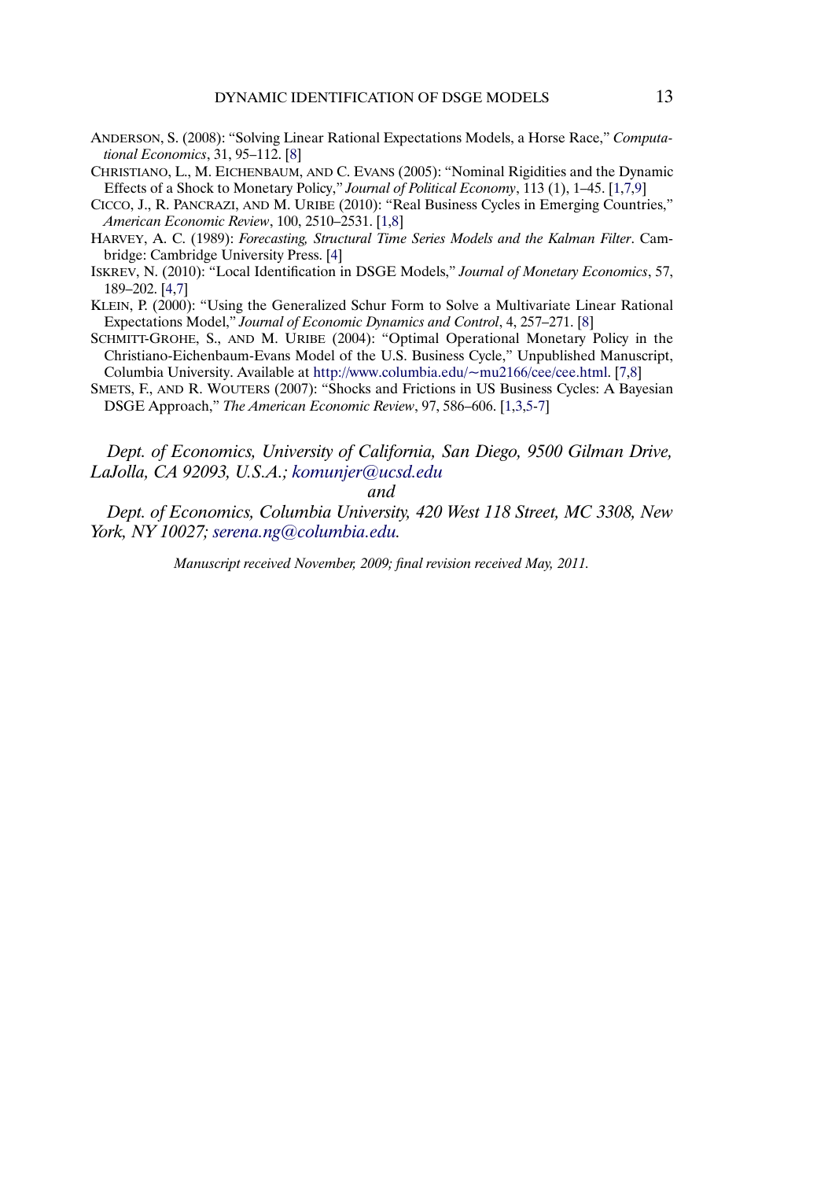ANDERSON, S. (2008): "Solving Linear Rational Expectations Models, a Horse Race," *Computational Economics*, 31, 95–112. [8]

CHRISTIANO, L., M. EICHENBAUM, AND C. EVANS (2005): "Nominal Rigidities and the Dynamic Effects of a Shock to Monetary Policy," *Journal of Political Economy*, 113 (1), 1–45. [1,7,9]

CICCO, J., R. PANCRAZI, AND M. URIBE (2010): "Real Business Cycles in Emerging Countries," *American Economic Review*, 100, 2510–2531. [1,8]

HARVEY, A. C. (1989): *Forecasting, Structural Time Series Models and the Kalman Filter*. Cambridge: Cambridge University Press. [4]

ISKREV, N. (2010): "Local Identification in DSGE Models," *Journal of Monetary Economics*, 57, 189–202. [4,7]

KLEIN, P. (2000): "Using the Generalized Schur Form to Solve a Multivariate Linear Rational Expectations Model," *Journal of Economic Dynamics and Control*, 4, 257–271. [8]

SCHMITT-GROHE, S., AND M. URIBE (2004): "Optimal Operational Monetary Policy in the Christiano-Eichenbaum-Evans Model of the U.S. Business Cycle," Unpublished Manuscript, Columbia University. Available at http://www.columbia.edu/~mu2166/cee/cee.html. [7,8]

SMETS, F., AND R. WOUTERS (2007): "Shocks and Frictions in US Business Cycles: A Bayesian DSGE Approach," *The American Economic Review*, 97, 586–606. [1,3,5-7]

*Dept. of Economics, University of California, San Diego, 9500 Gilman Drive, LaJolla, CA 92093, U.S.A.; komunjer@ucsd.edu*

*and*

*Dept. of Economics, Columbia University, 420 West 118 Street, MC 3308, New York, NY 10027; serena.ng@columbia.edu.*

*Manuscript received November, 2009; final revision received May, 2011.*